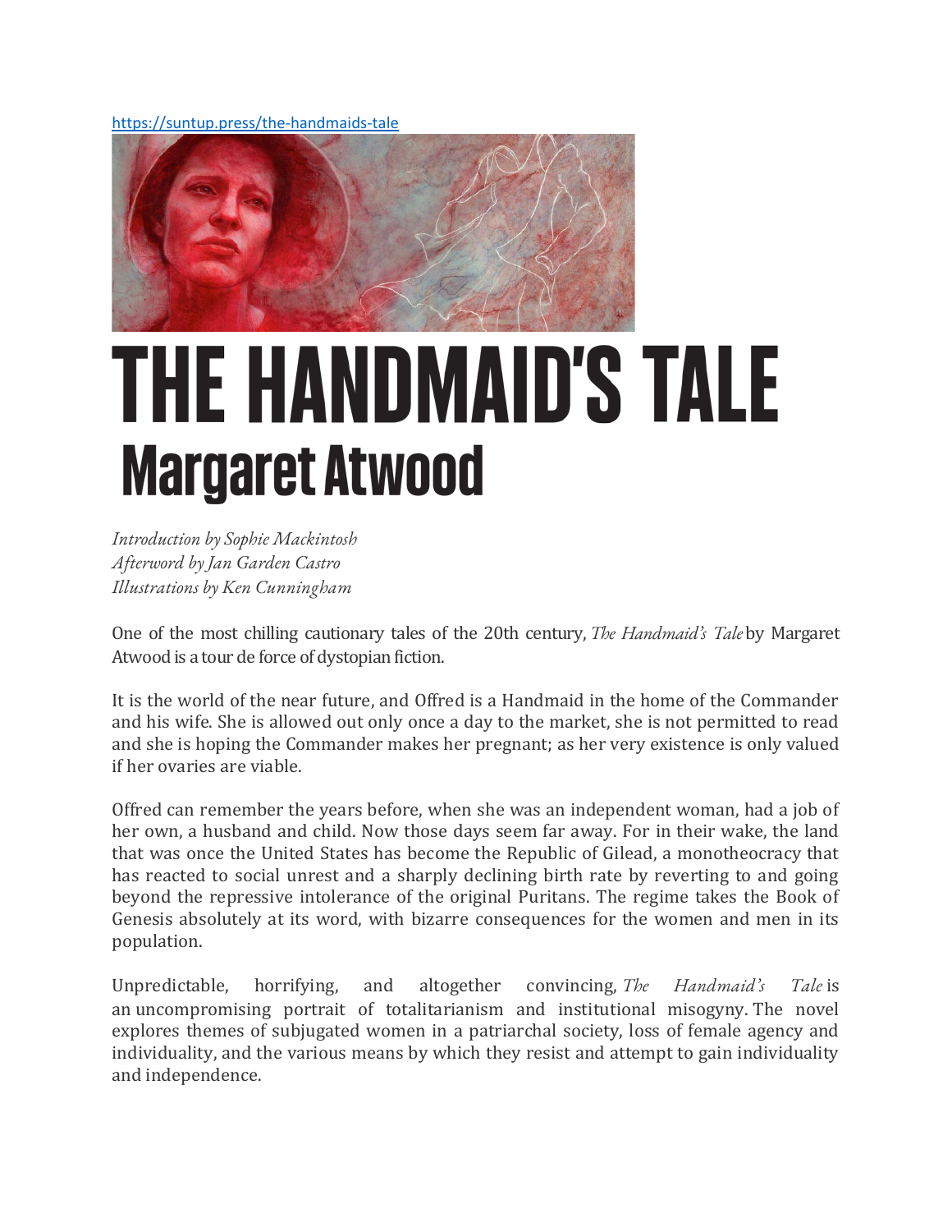https://suntup.press/the-handmaids-tale

# THE HANDMAID'S TALE

## Margaret Atwood

*Introduction by Sophie Mackintosh*
*Afterword by Jan Garden Castro*
*Illustrations by Ken Cunningham*

One of the most chilling cautionary tales of the 20th century, *The Handmaid's Tale* by Margaret Atwood is a tour de force of dystopian fiction.

It is the world of the near future, and Offred is a Handmaid in the home of the Commander and his wife. She is allowed out only once a day to the market, she is not permitted to read and she is hoping the Commander makes her pregnant; as her very existence is only valued if her ovaries are viable.

Offred can remember the years before, when she was an independent woman, had a job of her own, a husband and child. Now those days seem far away. For in their wake, the land that was once the United States has become the Republic of Gilead, a monotheocracy that has reacted to social unrest and a sharply declining birth rate by reverting to and going beyond the repressive intolerance of the original Puritans. The regime takes the Book of Genesis absolutely at its word, with bizarre consequences for the women and men in its population.

Unpredictable, horrifying, and altogether convincing, *The Handmaid's Tale* is an uncompromising portrait of totalitarianism and institutional misogyny. The novel explores themes of subjugated women in a patriarchal society, loss of female agency and individuality, and the various means by which they resist and attempt to gain individuality and independence.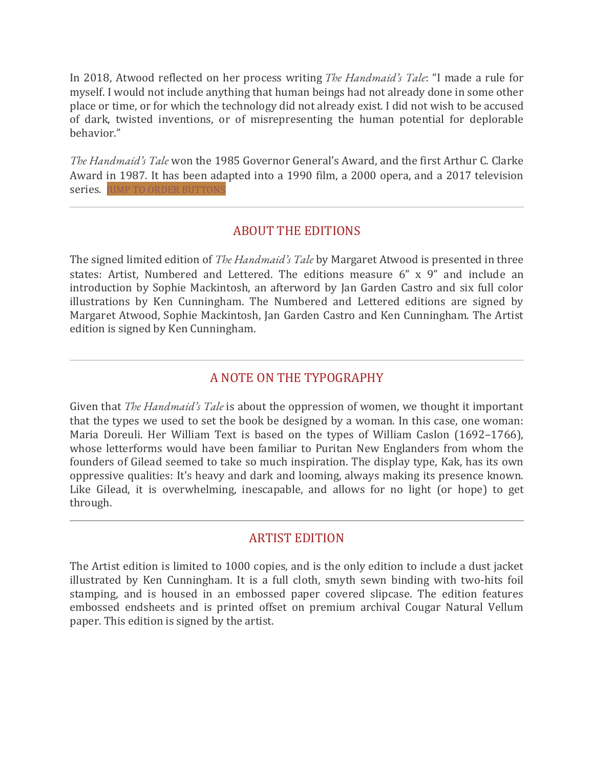In 2018, Atwood reflected on her process writing *The Handmaid's Tale*: "I made a rule for myself. I would not include anything that human beings had not already done in some other place or time, or for which the technology did not already exist. I did not wish to be accused of dark, twisted inventions, or of misrepresenting the human potential for deplorable behavior."

*The Handmaid's Tale* won the 1985 Governor General's Award, and the first Arthur C. Clarke Award in 1987. It has been adapted into a 1990 film, a 2000 opera, and a 2017 television series. JUMP TO ORDER BUTTONS

---

## ABOUT THE EDITIONS

The signed limited edition of *The Handmaid's Tale* by Margaret Atwood is presented in three states: Artist, Numbered and Lettered. The editions measure 6" x 9" and include an introduction by Sophie Mackintosh, an afterword by Jan Garden Castro and six full color illustrations by Ken Cunningham. The Numbered and Lettered editions are signed by Margaret Atwood, Sophie Mackintosh, Jan Garden Castro and Ken Cunningham. The Artist edition is signed by Ken Cunningham.

---

## A NOTE ON THE TYPOGRAPHY

Given that *The Handmaid's Tale* is about the oppression of women, we thought it important that the types we used to set the book be designed by a woman. In this case, one woman: Maria Doreuli. Her William Text is based on the types of William Caslon (1692–1766), whose letterforms would have been familiar to Puritan New Englanders from whom the founders of Gilead seemed to take so much inspiration. The display type, Kak, has its own oppressive qualities: It's heavy and dark and looming, always making its presence known. Like Gilead, it is overwhelming, inescapable, and allows for no light (or hope) to get through.

---

## ARTIST EDITION

The Artist edition is limited to 1000 copies, and is the only edition to include a dust jacket illustrated by Ken Cunningham. It is a full cloth, smyth sewn binding with two-hits foil stamping, and is housed in an embossed paper covered slipcase. The edition features embossed endsheets and is printed offset on premium archival Cougar Natural Vellum paper. This edition is signed by the artist.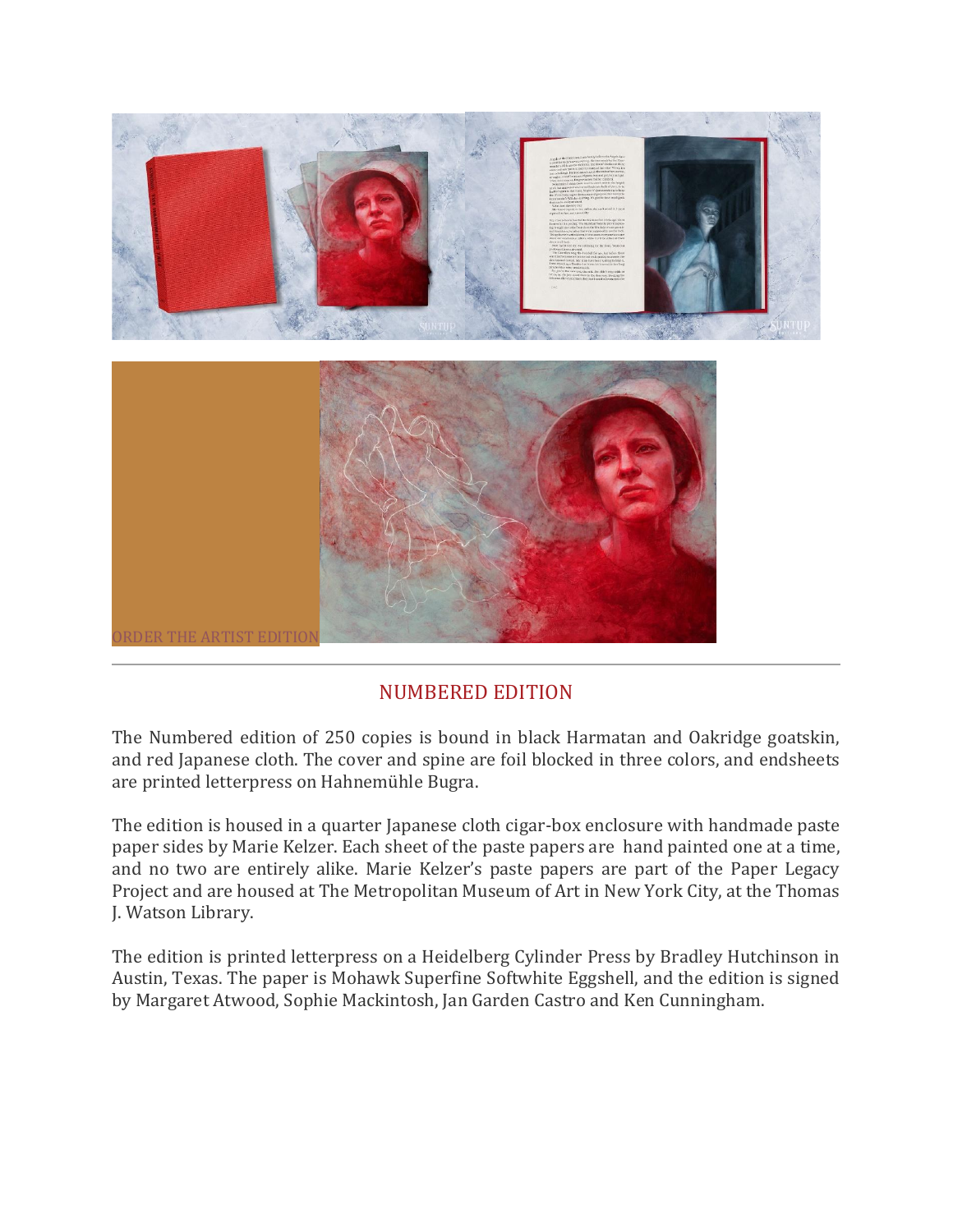ORDER THE ARTIST EDITION

---

## NUMBERED EDITION

The Numbered edition of 250 copies is bound in black Harmatan and Oakridge goatskin, and red Japanese cloth. The cover and spine are foil blocked in three colors, and endsheets are printed letterpress on Hahnemühle Bugra.

The edition is housed in a quarter Japanese cloth cigar-box enclosure with handmade paste paper sides by Marie Kelzer. Each sheet of the paste papers are  hand painted one at a time, and no two are entirely alike. Marie Kelzer's paste papers are part of the Paper Legacy Project and are housed at The Metropolitan Museum of Art in New York City, at the Thomas J. Watson Library.

The edition is printed letterpress on a Heidelberg Cylinder Press by Bradley Hutchinson in Austin, Texas. The paper is Mohawk Superfine Softwhite Eggshell, and the edition is signed by Margaret Atwood, Sophie Mackintosh, Jan Garden Castro and Ken Cunningham.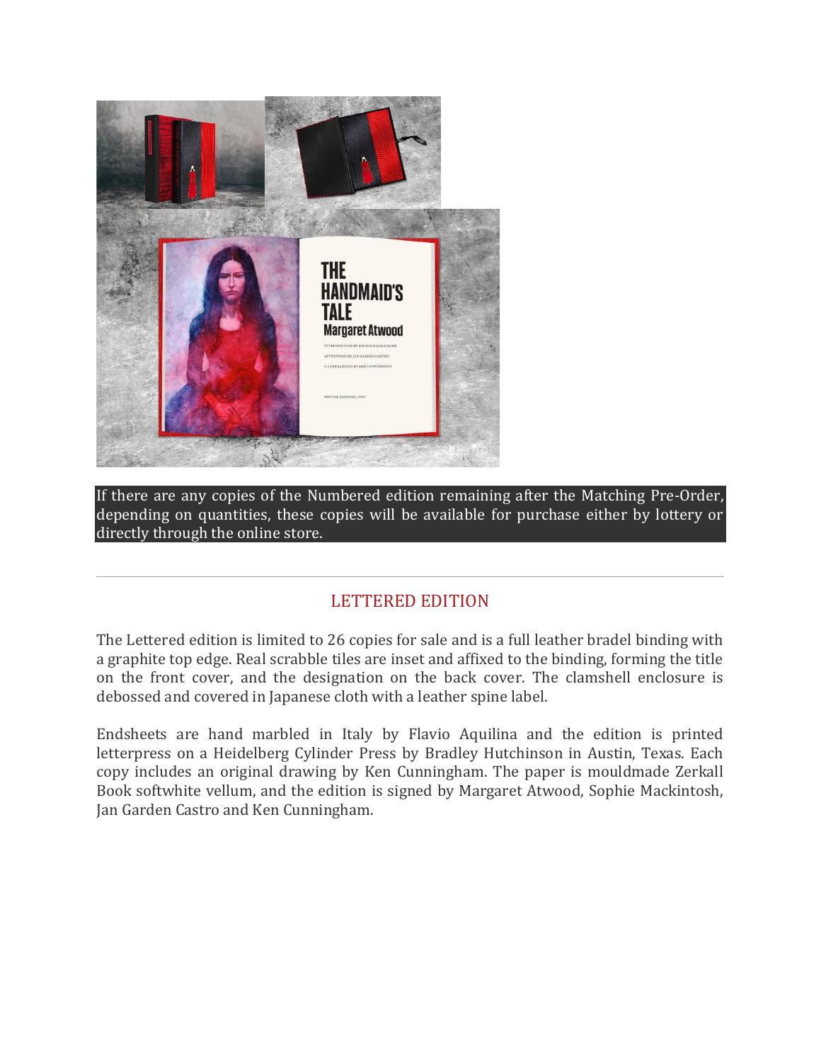If there are any copies of the Numbered edition remaining after the Matching Pre-Order, depending on quantities, these copies will be available for purchase either by lottery or directly through the online store.

---

## LETTERED EDITION

The Lettered edition is limited to 26 copies for sale and is a full leather bradel binding with a graphite top edge. Real scrabble tiles are inset and affixed to the binding, forming the title on the front cover, and the designation on the back cover. The clamshell enclosure is debossed and covered in Japanese cloth with a leather spine label.

Endsheets are hand marbled in Italy by Flavio Aquilina and the edition is printed letterpress on a Heidelberg Cylinder Press by Bradley Hutchinson in Austin, Texas. Each copy includes an original drawing by Ken Cunningham. The paper is mouldmade Zerkall Book softwhite vellum, and the edition is signed by Margaret Atwood, Sophie Mackintosh, Jan Garden Castro and Ken Cunningham.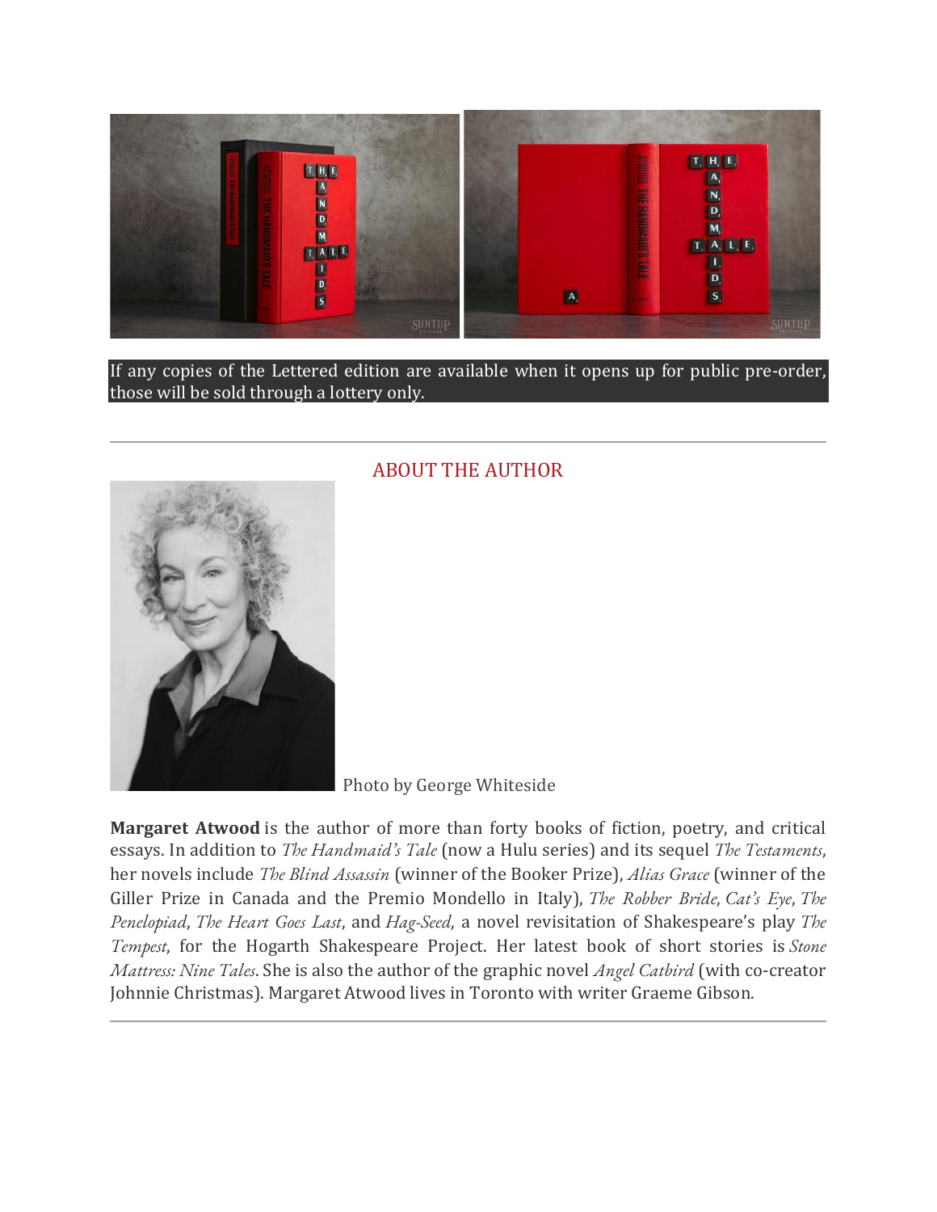If any copies of the Lettered edition are available when it opens up for public pre-order, those will be sold through a lottery only.

---

## ABOUT THE AUTHOR

Photo by George Whiteside

**Margaret Atwood** is the author of more than forty books of fiction, poetry, and critical essays. In addition to *The Handmaid's Tale* (now a Hulu series) and its sequel *The Testaments*, her novels include *The Blind Assassin* (winner of the Booker Prize), *Alias Grace* (winner of the Giller Prize in Canada and the Premio Mondello in Italy), *The Robber Bride*, *Cat's Eye*, *The Penelopiad*, *The Heart Goes Last*, and *Hag-Seed*, a novel revisitation of Shakespeare's play *The Tempest*, for the Hogarth Shakespeare Project. Her latest book of short stories is *Stone Mattress: Nine Tales*. She is also the author of the graphic novel *Angel Catbird* (with co-creator Johnnie Christmas). Margaret Atwood lives in Toronto with writer Graeme Gibson.

---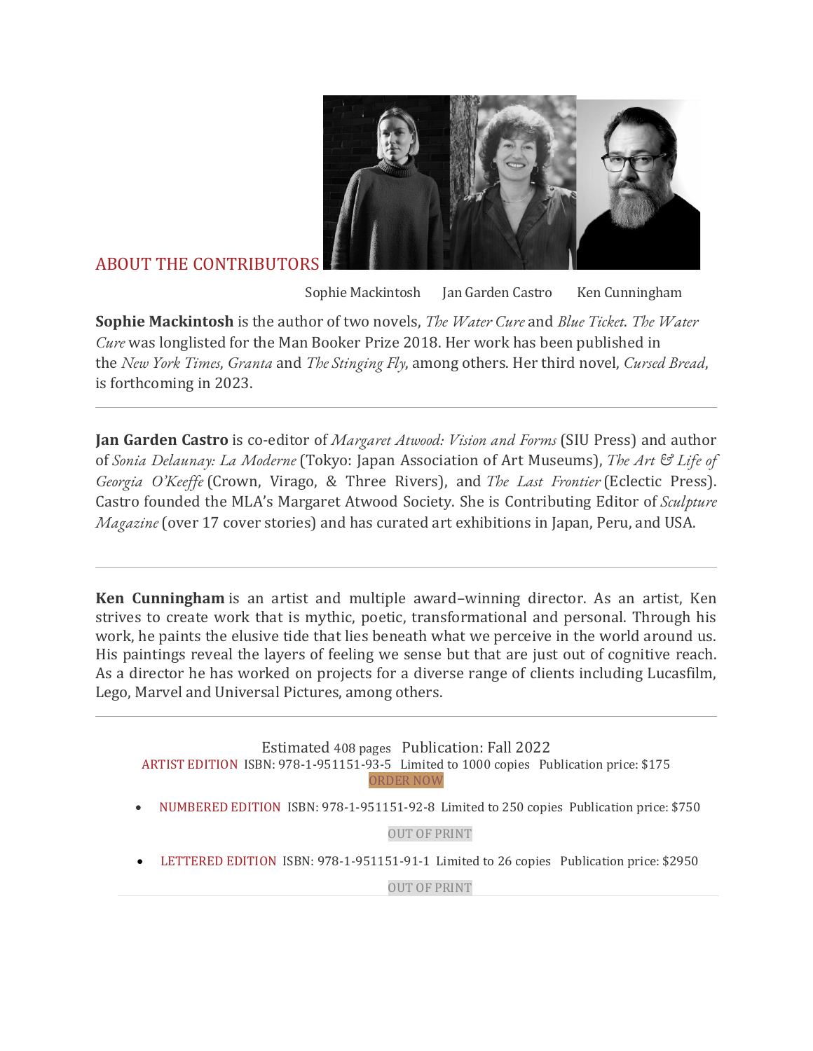## ABOUT THE CONTRIBUTORS

Sophie Mackintosh    Jan Garden Castro    Ken Cunningham

**Sophie Mackintosh** is the author of two novels, *The Water Cure* and *Blue Ticket*. *The Water Cure* was longlisted for the Man Booker Prize 2018. Her work has been published in the *New York Times*, *Granta* and *The Stinging Fly*, among others. Her third novel, *Cursed Bread*, is forthcoming in 2023.

---

**Jan Garden Castro** is co-editor of *Margaret Atwood: Vision and Forms* (SIU Press) and author of *Sonia Delaunay: La Moderne* (Tokyo: Japan Association of Art Museums), *The Art & Life of Georgia O'Keeffe* (Crown, Virago, & Three Rivers), and *The Last Frontier* (Eclectic Press). Castro founded the MLA's Margaret Atwood Society. She is Contributing Editor of *Sculpture Magazine* (over 17 cover stories) and has curated art exhibitions in Japan, Peru, and USA.

---

**Ken Cunningham** is an artist and multiple award–winning director. As an artist, Ken strives to create work that is mythic, poetic, transformational and personal. Through his work, he paints the elusive tide that lies beneath what we perceive in the world around us. His paintings reveal the layers of feeling we sense but that are just out of cognitive reach. As a director he has worked on projects for a diverse range of clients including Lucasfilm, Lego, Marvel and Universal Pictures, among others.

---

Estimated 408 pages   Publication: Fall 2022

ARTIST EDITION  ISBN: 978-1-951151-93-5  Limited to 1000 copies  Publication price: $175

ORDER NOW

- NUMBERED EDITION  ISBN: 978-1-951151-92-8  Limited to 250 copies  Publication price: $750

  OUT OF PRINT

- LETTERED EDITION  ISBN: 978-1-951151-91-1  Limited to 26 copies  Publication price: $2950

  OUT OF PRINT